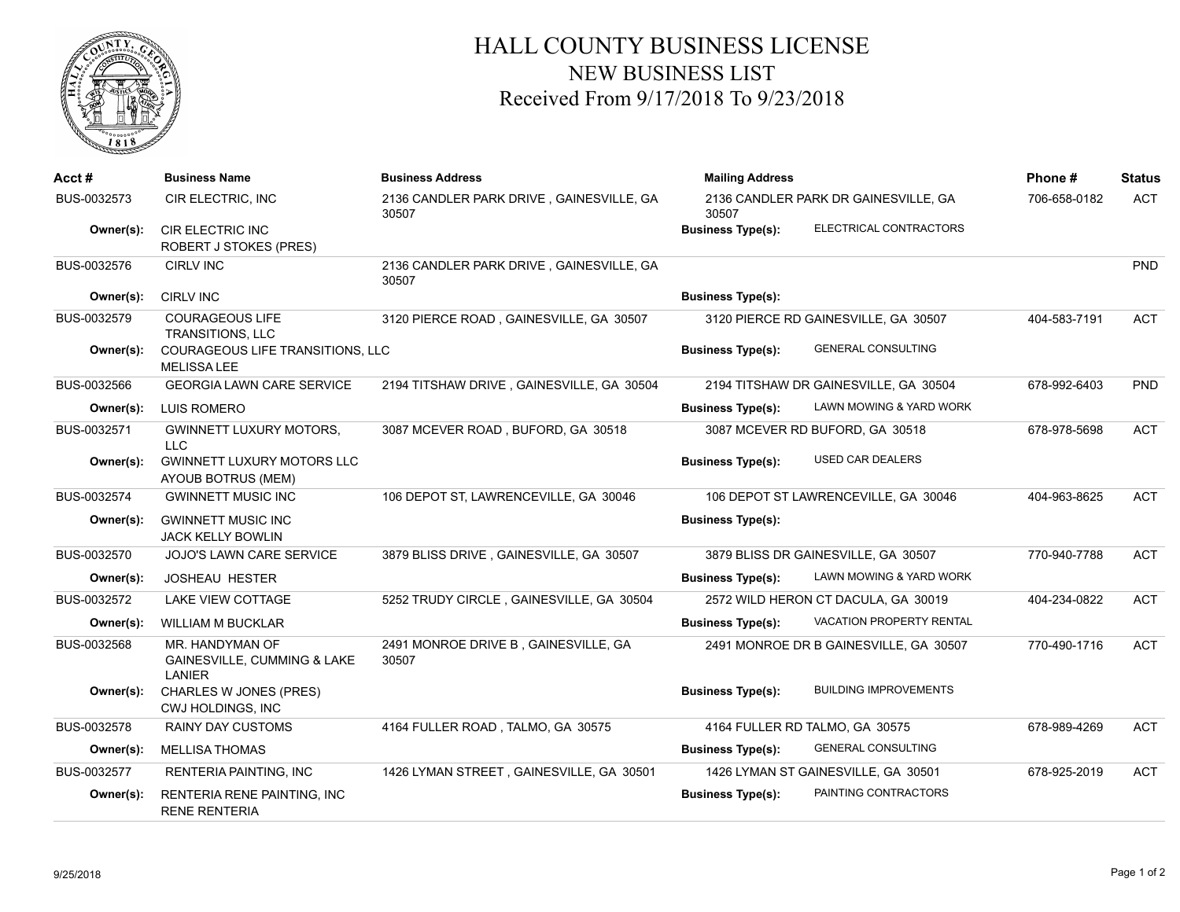# HALL COUNTY BUSINESS LICENSE
## NEW BUSINESS LIST
### Received From 9/17/2018 To 9/23/2018

| Acct # | Business Name | Business Address | Mailing Address | | Phone # | Status |
|---|---|---|---|---|---|---|
| BUS-0032573 | CIR ELECTRIC, INC | 2136 CANDLER PARK DRIVE , GAINESVILLE, GA 30507 | 2136 CANDLER PARK DR GAINESVILLE, GA 30507 | | 706-658-0182 | ACT |
| Owner(s): | CIR ELECTRIC INC<br>ROBERT J STOKES (PRES) | | Business Type(s): | ELECTRICAL CONTRACTORS | | |
| BUS-0032576 | CIRLV INC | 2136 CANDLER PARK DRIVE , GAINESVILLE, GA 30507 | | | | PND |
| Owner(s): | CIRLV INC | | Business Type(s): | | | |
| BUS-0032579 | COURAGEOUS LIFE TRANSITIONS, LLC | 3120 PIERCE ROAD , GAINESVILLE, GA 30507 | 3120 PIERCE RD GAINESVILLE, GA 30507 | | 404-583-7191 | ACT |
| Owner(s): | COURAGEOUS LIFE TRANSITIONS, LLC<br>MELISSA LEE | | Business Type(s): | GENERAL CONSULTING | | |
| BUS-0032566 | GEORGIA LAWN CARE SERVICE | 2194 TITSHAW DRIVE , GAINESVILLE, GA 30504 | 2194 TITSHAW DR GAINESVILLE, GA 30504 | | 678-992-6403 | PND |
| Owner(s): | LUIS ROMERO | | Business Type(s): | LAWN MOWING & YARD WORK | | |
| BUS-0032571 | GWINNETT LUXURY MOTORS, LLC | 3087 MCEVER ROAD , BUFORD, GA 30518 | 3087 MCEVER RD BUFORD, GA 30518 | | 678-978-5698 | ACT |
| Owner(s): | GWINNETT LUXURY MOTORS LLC<br>AYOUB BOTRUS (MEM) | | Business Type(s): | USED CAR DEALERS | | |
| BUS-0032574 | GWINNETT MUSIC INC | 106 DEPOT ST, LAWRENCEVILLE, GA 30046 | 106 DEPOT ST LAWRENCEVILLE, GA 30046 | | 404-963-8625 | ACT |
| Owner(s): | GWINNETT MUSIC INC<br>JACK KELLY BOWLIN | | Business Type(s): | | | |
| BUS-0032570 | JOJO'S LAWN CARE SERVICE | 3879 BLISS DRIVE , GAINESVILLE, GA 30507 | 3879 BLISS DR GAINESVILLE, GA 30507 | | 770-940-7788 | ACT |
| Owner(s): | JOSHEAU HESTER | | Business Type(s): | LAWN MOWING & YARD WORK | | |
| BUS-0032572 | LAKE VIEW COTTAGE | 5252 TRUDY CIRCLE , GAINESVILLE, GA 30504 | 2572 WILD HERON CT DACULA, GA 30019 | | 404-234-0822 | ACT |
| Owner(s): | WILLIAM M BUCKLAR | | Business Type(s): | VACATION PROPERTY RENTAL | | |
| BUS-0032568 | MR. HANDYMAN OF GAINESVILLE, CUMMING & LAKE LANIER | 2491 MONROE DRIVE B , GAINESVILLE, GA 30507 | 2491 MONROE DR B GAINESVILLE, GA 30507 | | 770-490-1716 | ACT |
| Owner(s): | CHARLES W JONES (PRES)<br>CWJ HOLDINGS, INC | | Business Type(s): | BUILDING IMPROVEMENTS | | |
| BUS-0032578 | RAINY DAY CUSTOMS | 4164 FULLER ROAD , TALMO, GA 30575 | 4164 FULLER RD TALMO, GA 30575 | | 678-989-4269 | ACT |
| Owner(s): | MELLISA THOMAS | | Business Type(s): | GENERAL CONSULTING | | |
| BUS-0032577 | RENTERIA PAINTING, INC | 1426 LYMAN STREET , GAINESVILLE, GA 30501 | 1426 LYMAN ST GAINESVILLE, GA 30501 | | 678-925-2019 | ACT |
| Owner(s): | RENTERIA RENE PAINTING, INC<br>RENE RENTERIA | | Business Type(s): | PAINTING CONTRACTORS | | |

9/25/2018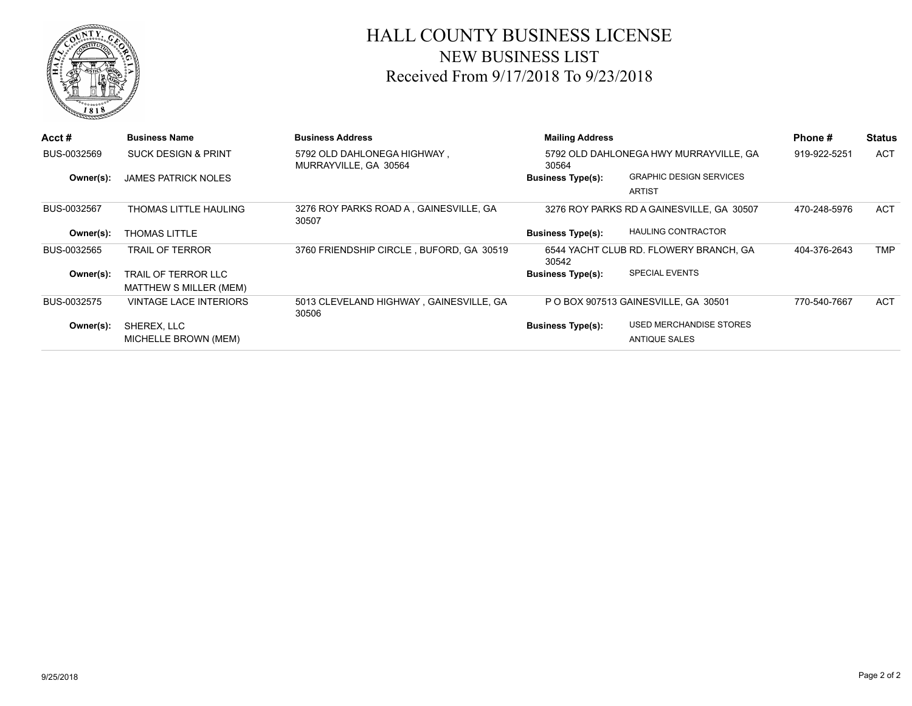# HALL COUNTY BUSINESS LICENSE

## NEW BUSINESS LIST

## Received From 9/17/2018 To 9/23/2018

| Acct # | Business Name | Business Address | Mailing Address | | Phone # | Status |
|---|---|---|---|---|---|---|
| BUS-0032569 | SUCK DESIGN & PRINT | 5792 OLD DAHLONEGA HIGHWAY , MURRAYVILLE, GA 30564 | 5792 OLD DAHLONEGA HWY MURRAYVILLE, GA 30564 | | 919-922-5251 | ACT |
| Owner(s): | JAMES PATRICK NOLES | | Business Type(s): | GRAPHIC DESIGN SERVICES<br>ARTIST | | |
| BUS-0032567 | THOMAS LITTLE HAULING | 3276 ROY PARKS ROAD A , GAINESVILLE, GA 30507 | 3276 ROY PARKS RD A GAINESVILLE, GA 30507 | | 470-248-5976 | ACT |
| Owner(s): | THOMAS LITTLE | | Business Type(s): | HAULING CONTRACTOR | | |
| BUS-0032565 | TRAIL OF TERROR | 3760 FRIENDSHIP CIRCLE , BUFORD, GA 30519 | 6544 YACHT CLUB RD. FLOWERY BRANCH, GA 30542 | | 404-376-2643 | TMP |
| Owner(s): | TRAIL OF TERROR LLC<br>MATTHEW S MILLER (MEM) | | Business Type(s): | SPECIAL EVENTS | | |
| BUS-0032575 | VINTAGE LACE INTERIORS | 5013 CLEVELAND HIGHWAY , GAINESVILLE, GA 30506 | P O BOX 907513 GAINESVILLE, GA 30501 | | 770-540-7667 | ACT |
| Owner(s): | SHEREX, LLC<br>MICHELLE BROWN (MEM) | | Business Type(s): | USED MERCHANDISE STORES<br>ANTIQUE SALES | | |

9/25/2018